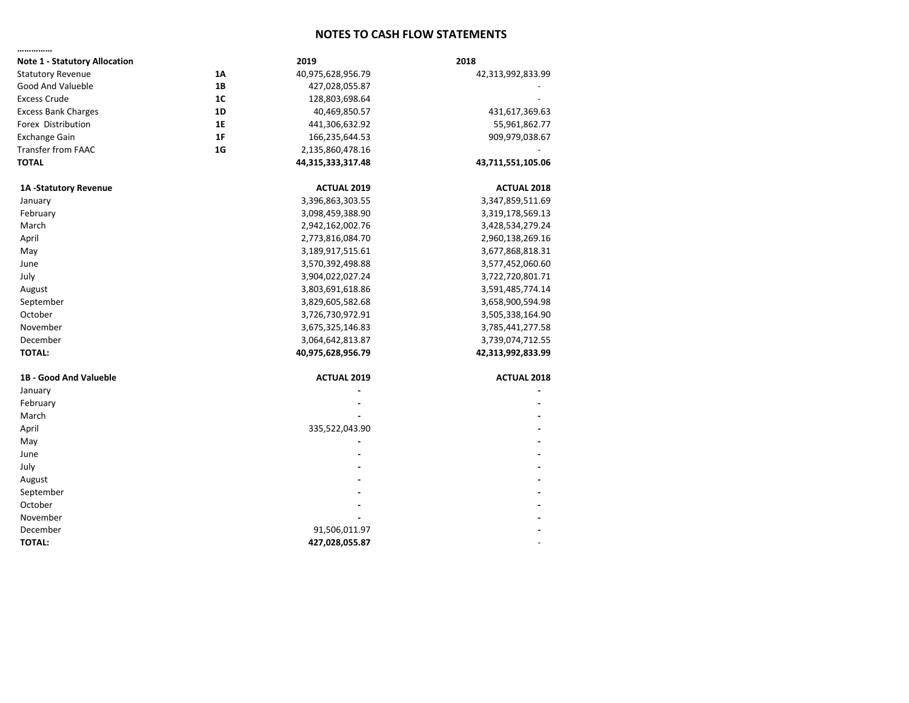# NOTES TO CASH FLOW STATEMENTS

……………

| Note 1 - Statutory Allocation | | 2019 | 2018 |
|---|---|---|---|
| Statutory Revenue | 1A | 40,975,628,956.79 | 42,313,992,833.99 |
| Good And Valueble | 1B | 427,028,055.87 | - |
| Excess Crude | 1C | 128,803,698.64 | - |
| Excess Bank Charges | 1D | 40,469,850.57 | 431,617,369.63 |
| Forex Distribution | 1E | 441,306,632.92 | 55,961,862.77 |
| Exchange Gain | 1F | 166,235,644.53 | 909,979,038.67 |
| Transfer from FAAC | 1G | 2,135,860,478.16 | - |
| **TOTAL** | | **44,315,333,317.48** | **43,711,551,105.06** |

| 1A -Statutory Revenue | ACTUAL 2019 | ACTUAL 2018 |
|---|---|---|
| January | 3,396,863,303.55 | 3,347,859,511.69 |
| February | 3,098,459,388.90 | 3,319,178,569.13 |
| March | 2,942,162,002.76 | 3,428,534,279.24 |
| April | 2,773,816,084.70 | 2,960,138,269.16 |
| May | 3,189,917,515.61 | 3,677,868,818.31 |
| June | 3,570,392,498.88 | 3,577,452,060.60 |
| July | 3,904,022,027.24 | 3,722,720,801.71 |
| August | 3,803,691,618.86 | 3,591,485,774.14 |
| September | 3,829,605,582.68 | 3,658,900,594.98 |
| October | 3,726,730,972.91 | 3,505,338,164.90 |
| November | 3,675,325,146.83 | 3,785,441,277.58 |
| December | 3,064,642,813.87 | 3,739,074,712.55 |
| **TOTAL:** | **40,975,628,956.79** | **42,313,992,833.99** |

| 1B - Good And Valueble | ACTUAL 2019 | ACTUAL 2018 |
|---|---|---|
| January | - | - |
| February | - | - |
| March | - | - |
| April | 335,522,043.90 | - |
| May | - | - |
| June | - | - |
| July | - | - |
| August | - | - |
| September | - | - |
| October | - | - |
| November | - | - |
| December | 91,506,011.97 | - |
| **TOTAL:** | **427,028,055.87** | - |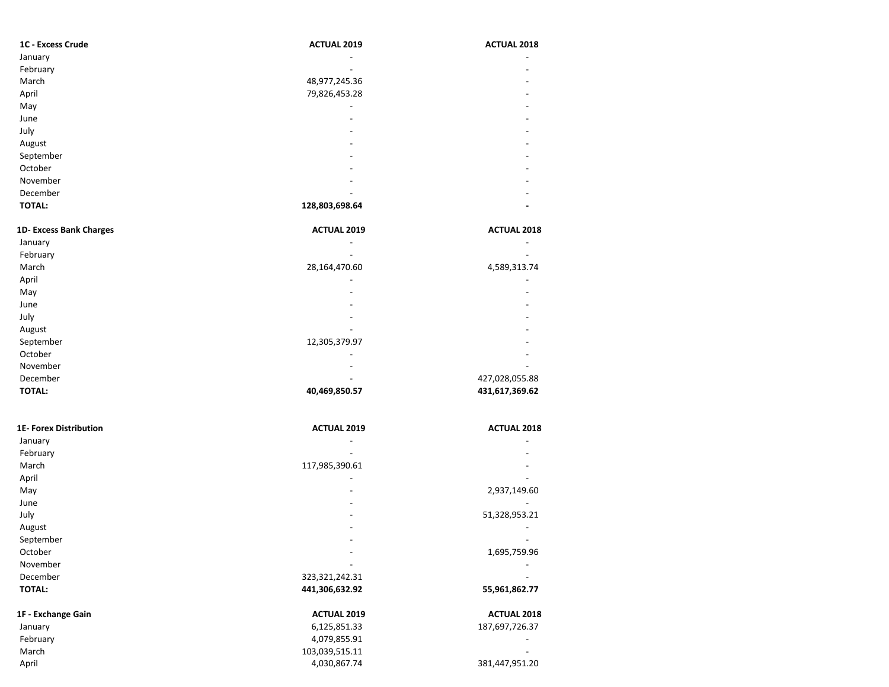| 1C - Excess Crude | ACTUAL 2019 | ACTUAL 2018 |
| --- | --- | --- |
| January | - | - |
| February | - | - |
| March | 48,977,245.36 | - |
| April | 79,826,453.28 | - |
| May | - | - |
| June | - | - |
| July | - | - |
| August | - | - |
| September | - | - |
| October | - | - |
| November | - | - |
| December | - | - |
| **TOTAL:** | **128,803,698.64** | **-** |

| 1D- Excess Bank Charges | ACTUAL 2019 | ACTUAL 2018 |
| --- | --- | --- |
| January | - | - |
| February | - | - |
| March | 28,164,470.60 | 4,589,313.74 |
| April | - | - |
| May | - | - |
| June | - | - |
| July | - | - |
| August | - | - |
| September | 12,305,379.97 | - |
| October | - | - |
| November | - | - |
| December | - | 427,028,055.88 |
| **TOTAL:** | **40,469,850.57** | **431,617,369.62** |

| 1E- Forex Distribution | ACTUAL 2019 | ACTUAL 2018 |
| --- | --- | --- |
| January | - | - |
| February | - | - |
| March | 117,985,390.61 | - |
| April | - | - |
| May | - | 2,937,149.60 |
| June | - | - |
| July | - | 51,328,953.21 |
| August | - | - |
| September | - | - |
| October | - | 1,695,759.96 |
| November | - | - |
| December | 323,321,242.31 | - |
| **TOTAL:** | **441,306,632.92** | **55,961,862.77** |

| 1F - Exchange Gain | ACTUAL 2019 | ACTUAL 2018 |
| --- | --- | --- |
| January | 6,125,851.33 | 187,697,726.37 |
| February | 4,079,855.91 | - |
| March | 103,039,515.11 | - |
| April | 4,030,867.74 | 381,447,951.20 |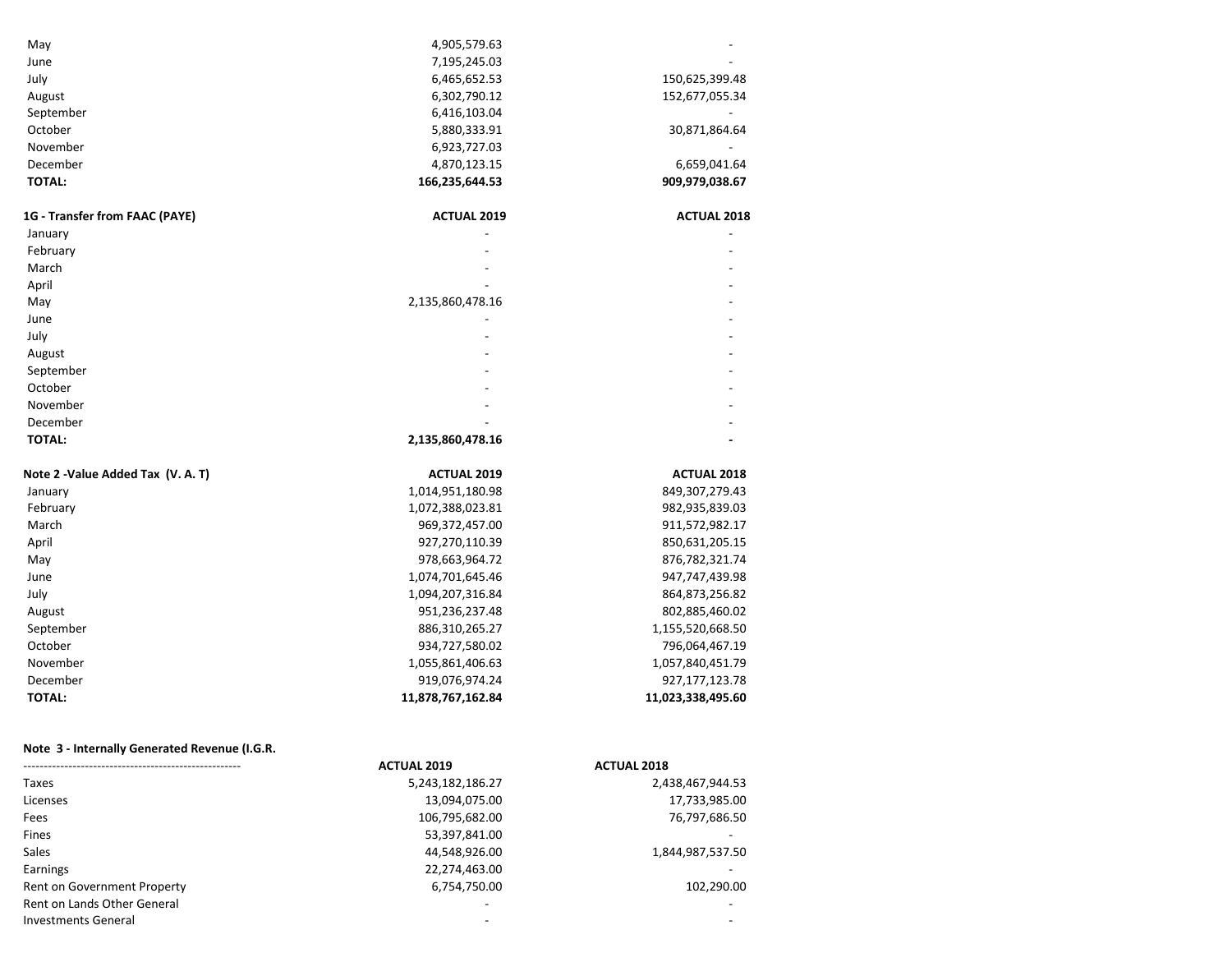| | | |
|---|---|---|
| May | 4,905,579.63 | - |
| June | 7,195,245.03 | - |
| July | 6,465,652.53 | 150,625,399.48 |
| August | 6,302,790.12 | 152,677,055.34 |
| September | 6,416,103.04 | - |
| October | 5,880,333.91 | 30,871,864.64 |
| November | 6,923,727.03 | - |
| December | 4,870,123.15 | 6,659,041.64 |
| **TOTAL:** | **166,235,644.53** | **909,979,038.67** |

| **1G - Transfer from FAAC (PAYE)** | **ACTUAL 2019** | **ACTUAL 2018** |
|---|---|---|
| January | - | - |
| February | - | - |
| March | - | - |
| April | - | - |
| May | 2,135,860,478.16 | - |
| June | - | - |
| July | - | - |
| August | - | - |
| September | - | - |
| October | - | - |
| November | - | - |
| December | - | - |
| **TOTAL:** | **2,135,860,478.16** | **-** |

| **Note 2 -Value Added Tax (V. A. T)** | **ACTUAL 2019** | **ACTUAL 2018** |
|---|---|---|
| January | 1,014,951,180.98 | 849,307,279.43 |
| February | 1,072,388,023.81 | 982,935,839.03 |
| March | 969,372,457.00 | 911,572,982.17 |
| April | 927,270,110.39 | 850,631,205.15 |
| May | 978,663,964.72 | 876,782,321.74 |
| June | 1,074,701,645.46 | 947,747,439.98 |
| July | 1,094,207,316.84 | 864,873,256.82 |
| August | 951,236,237.48 | 802,885,460.02 |
| September | 886,310,265.27 | 1,155,520,668.50 |
| October | 934,727,580.02 | 796,064,467.19 |
| November | 1,055,861,406.63 | 1,057,840,451.79 |
| December | 919,076,974.24 | 927,177,123.78 |
| **TOTAL:** | **11,878,767,162.84** | **11,023,338,495.60** |

**Note 3 - Internally Generated Revenue (I.G.R.**

| ---------------------------------------------------- | **ACTUAL 2019** | **ACTUAL 2018** |
|---|---|---|
| Taxes | 5,243,182,186.27 | 2,438,467,944.53 |
| Licenses | 13,094,075.00 | 17,733,985.00 |
| Fees | 106,795,682.00 | 76,797,686.50 |
| Fines | 53,397,841.00 | - |
| Sales | 44,548,926.00 | 1,844,987,537.50 |
| Earnings | 22,274,463.00 | - |
| Rent on Government Property | 6,754,750.00 | 102,290.00 |
| Rent on Lands Other General | - | - |
| Investments General | - | - |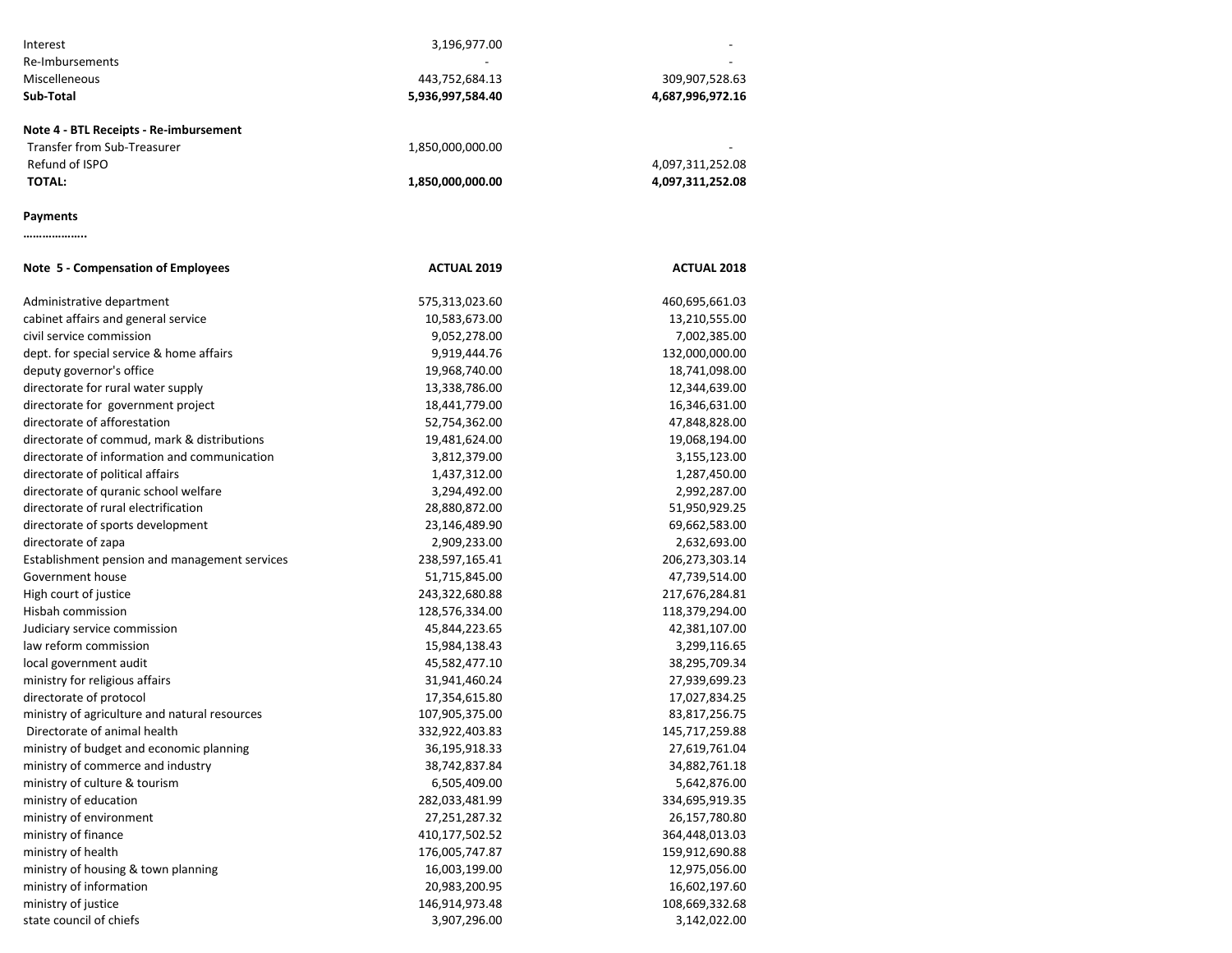| | | |
|---|---|---|
| Interest | 3,196,977.00 | - |
| Re-Imbursements | - | - |
| Miscelleneous | 443,752,684.13 | 309,907,528.63 |
| **Sub-Total** | **5,936,997,584.40** | **4,687,996,972.16** |

**Note 4 - BTL Receipts - Re-imbursement**

| | | |
|---|---|---|
| Transfer from Sub-Treasurer | 1,850,000,000.00 | - |
| Refund of ISPO | | 4,097,311,252.08 |
| **TOTAL:** | **1,850,000,000.00** | **4,097,311,252.08** |

**Payments**

………………..

| **Note 5 - Compensation of Employees** | **ACTUAL 2019** | **ACTUAL 2018** |
|---|---|---|
| Administrative department | 575,313,023.60 | 460,695,661.03 |
| cabinet affairs and general service | 10,583,673.00 | 13,210,555.00 |
| civil service commission | 9,052,278.00 | 7,002,385.00 |
| dept. for special service & home affairs | 9,919,444.76 | 132,000,000.00 |
| deputy governor's office | 19,968,740.00 | 18,741,098.00 |
| directorate for rural water supply | 13,338,786.00 | 12,344,639.00 |
| directorate for government project | 18,441,779.00 | 16,346,631.00 |
| directorate of afforestation | 52,754,362.00 | 47,848,828.00 |
| directorate of commud, mark & distributions | 19,481,624.00 | 19,068,194.00 |
| directorate of information and communication | 3,812,379.00 | 3,155,123.00 |
| directorate of political affairs | 1,437,312.00 | 1,287,450.00 |
| directorate of quranic school welfare | 3,294,492.00 | 2,992,287.00 |
| directorate of rural electrification | 28,880,872.00 | 51,950,929.25 |
| directorate of sports development | 23,146,489.90 | 69,662,583.00 |
| directorate of zapa | 2,909,233.00 | 2,632,693.00 |
| Establishment pension and management services | 238,597,165.41 | 206,273,303.14 |
| Government house | 51,715,845.00 | 47,739,514.00 |
| High court of justice | 243,322,680.88 | 217,676,284.81 |
| Hisbah commission | 128,576,334.00 | 118,379,294.00 |
| Judiciary service commission | 45,844,223.65 | 42,381,107.00 |
| law reform commission | 15,984,138.43 | 3,299,116.65 |
| local government audit | 45,582,477.10 | 38,295,709.34 |
| ministry for religious affairs | 31,941,460.24 | 27,939,699.23 |
| directorate of protocol | 17,354,615.80 | 17,027,834.25 |
| ministry of agriculture and natural resources | 107,905,375.00 | 83,817,256.75 |
| Directorate of animal health | 332,922,403.83 | 145,717,259.88 |
| ministry of budget and economic planning | 36,195,918.33 | 27,619,761.04 |
| ministry of commerce and industry | 38,742,837.84 | 34,882,761.18 |
| ministry of culture & tourism | 6,505,409.00 | 5,642,876.00 |
| ministry of education | 282,033,481.99 | 334,695,919.35 |
| ministry of environment | 27,251,287.32 | 26,157,780.80 |
| ministry of finance | 410,177,502.52 | 364,448,013.03 |
| ministry of health | 176,005,747.87 | 159,912,690.88 |
| ministry of housing & town planning | 16,003,199.00 | 12,975,056.00 |
| ministry of information | 20,983,200.95 | 16,602,197.60 |
| ministry of justice | 146,914,973.48 | 108,669,332.68 |
| state council of chiefs | 3,907,296.00 | 3,142,022.00 |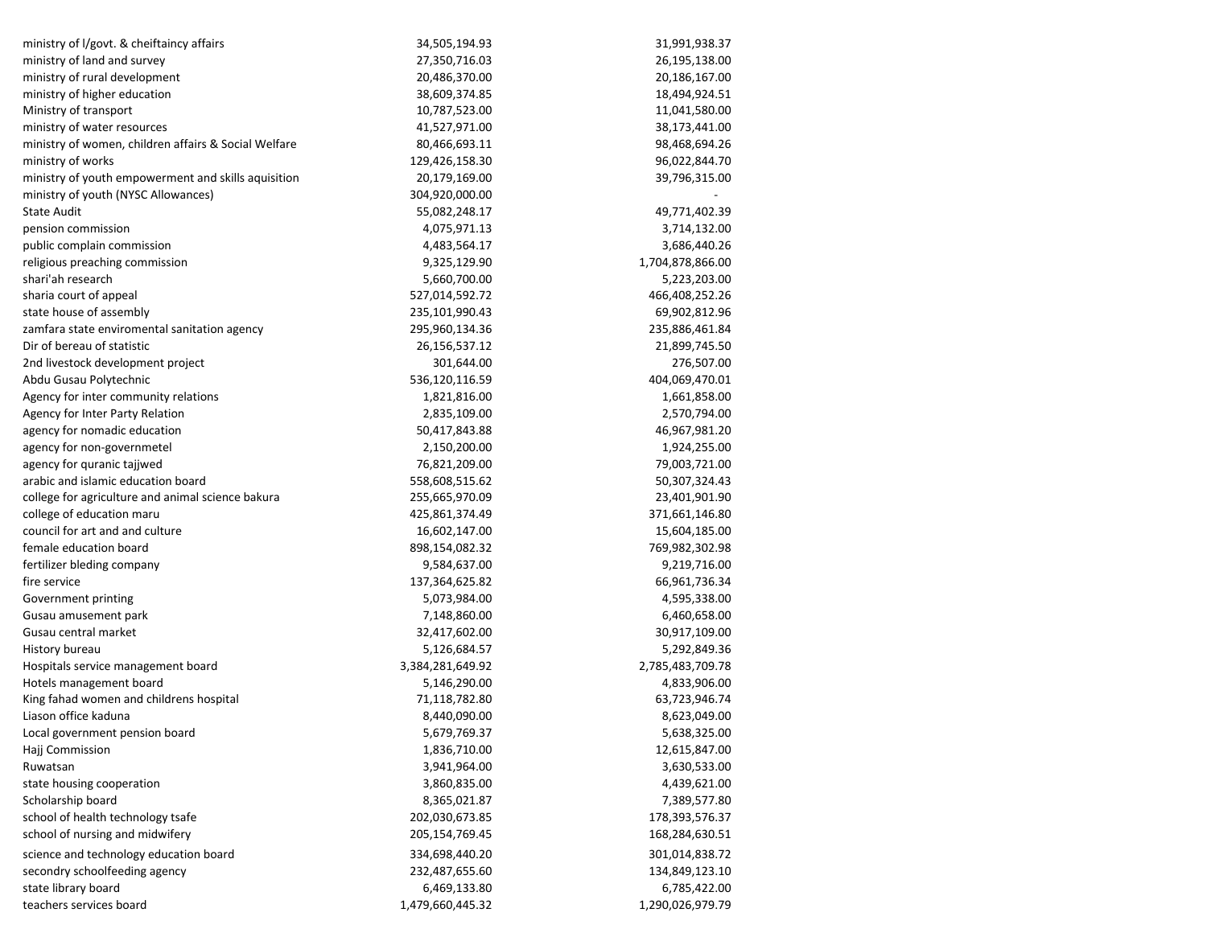| | | |
|---|---|---|
| ministry of l/govt. & cheiftaincy affairs | 34,505,194.93 | 31,991,938.37 |
| ministry of land and survey | 27,350,716.03 | 26,195,138.00 |
| ministry of rural development | 20,486,370.00 | 20,186,167.00 |
| ministry of higher education | 38,609,374.85 | 18,494,924.51 |
| Ministry of transport | 10,787,523.00 | 11,041,580.00 |
| ministry of water resources | 41,527,971.00 | 38,173,441.00 |
| ministry of women, children affairs & Social Welfare | 80,466,693.11 | 98,468,694.26 |
| ministry of works | 129,426,158.30 | 96,022,844.70 |
| ministry of youth empowerment and skills aquisition | 20,179,169.00 | 39,796,315.00 |
| ministry of youth (NYSC Allowances) | 304,920,000.00 | - |
| State Audit | 55,082,248.17 | 49,771,402.39 |
| pension commission | 4,075,971.13 | 3,714,132.00 |
| public complain commission | 4,483,564.17 | 3,686,440.26 |
| religious preaching commission | 9,325,129.90 | 1,704,878,866.00 |
| shari'ah research | 5,660,700.00 | 5,223,203.00 |
| sharia court of appeal | 527,014,592.72 | 466,408,252.26 |
| state house of assembly | 235,101,990.43 | 69,902,812.96 |
| zamfara state enviromental sanitation agency | 295,960,134.36 | 235,886,461.84 |
| Dir of bereau of statistic | 26,156,537.12 | 21,899,745.50 |
| 2nd livestock development project | 301,644.00 | 276,507.00 |
| Abdu Gusau Polytechnic | 536,120,116.59 | 404,069,470.01 |
| Agency for inter community relations | 1,821,816.00 | 1,661,858.00 |
| Agency for Inter Party Relation | 2,835,109.00 | 2,570,794.00 |
| agency for nomadic education | 50,417,843.88 | 46,967,981.20 |
| agency for non-governmetel | 2,150,200.00 | 1,924,255.00 |
| agency for quranic tajjwed | 76,821,209.00 | 79,003,721.00 |
| arabic and islamic education board | 558,608,515.62 | 50,307,324.43 |
| college for agriculture and animal science bakura | 255,665,970.09 | 23,401,901.90 |
| college of education maru | 425,861,374.49 | 371,661,146.80 |
| council for art and and culture | 16,602,147.00 | 15,604,185.00 |
| female education board | 898,154,082.32 | 769,982,302.98 |
| fertilizer bleding company | 9,584,637.00 | 9,219,716.00 |
| fire service | 137,364,625.82 | 66,961,736.34 |
| Government printing | 5,073,984.00 | 4,595,338.00 |
| Gusau amusement park | 7,148,860.00 | 6,460,658.00 |
| Gusau central market | 32,417,602.00 | 30,917,109.00 |
| History bureau | 5,126,684.57 | 5,292,849.36 |
| Hospitals service management board | 3,384,281,649.92 | 2,785,483,709.78 |
| Hotels management board | 5,146,290.00 | 4,833,906.00 |
| King fahad women and childrens hospital | 71,118,782.80 | 63,723,946.74 |
| Liason office kaduna | 8,440,090.00 | 8,623,049.00 |
| Local government pension board | 5,679,769.37 | 5,638,325.00 |
| Hajj Commission | 1,836,710.00 | 12,615,847.00 |
| Ruwatsan | 3,941,964.00 | 3,630,533.00 |
| state housing cooperation | 3,860,835.00 | 4,439,621.00 |
| Scholarship board | 8,365,021.87 | 7,389,577.80 |
| school of health technology tsafe | 202,030,673.85 | 178,393,576.37 |
| school of nursing and midwifery | 205,154,769.45 | 168,284,630.51 |
| science and technology education board | 334,698,440.20 | 301,014,838.72 |
| secondry schoolfeeding agency | 232,487,655.60 | 134,849,123.10 |
| state library board | 6,469,133.80 | 6,785,422.00 |
| teachers services board | 1,479,660,445.32 | 1,290,026,979.79 |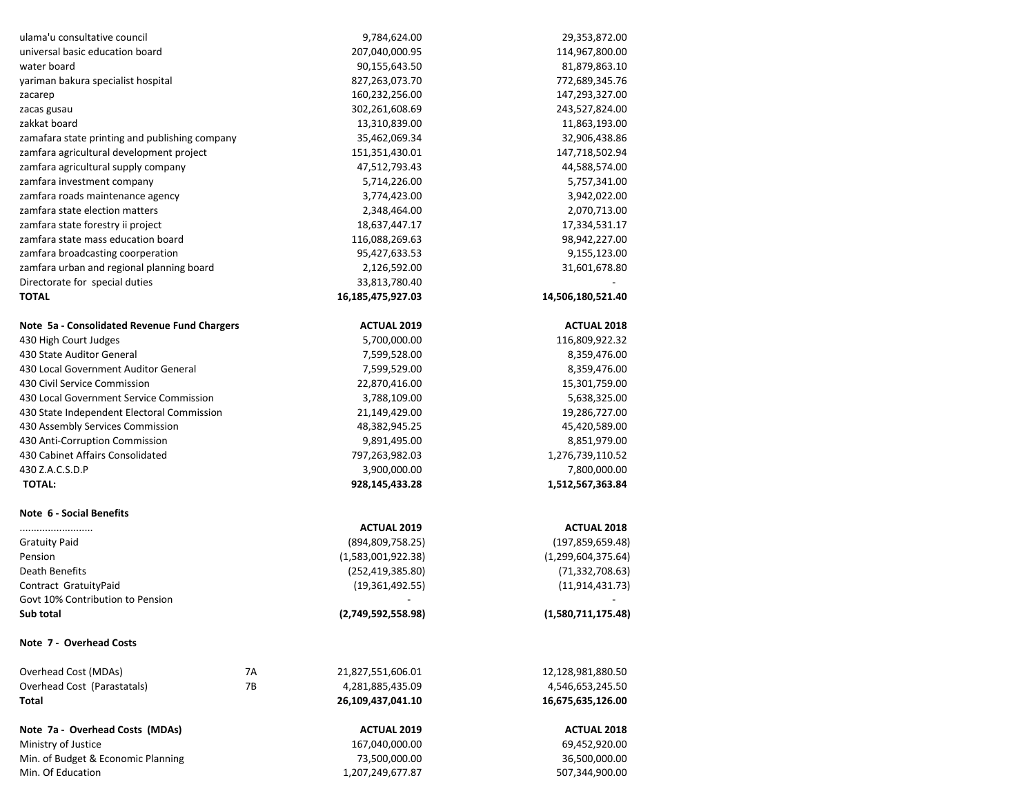| | | |
|---|---|---|
| ulama'u consultative council | 9,784,624.00 | 29,353,872.00 |
| universal basic education board | 207,040,000.95 | 114,967,800.00 |
| water board | 90,155,643.50 | 81,879,863.10 |
| yariman bakura specialist hospital | 827,263,073.70 | 772,689,345.76 |
| zacarep | 160,232,256.00 | 147,293,327.00 |
| zacas gusau | 302,261,608.69 | 243,527,824.00 |
| zakkat board | 13,310,839.00 | 11,863,193.00 |
| zamafara state printing and publishing company | 35,462,069.34 | 32,906,438.86 |
| zamfara agricultural development project | 151,351,430.01 | 147,718,502.94 |
| zamfara agricultural supply company | 47,512,793.43 | 44,588,574.00 |
| zamfara investment company | 5,714,226.00 | 5,757,341.00 |
| zamfara roads maintenance agency | 3,774,423.00 | 3,942,022.00 |
| zamfara state election matters | 2,348,464.00 | 2,070,713.00 |
| zamfara state forestry ii project | 18,637,447.17 | 17,334,531.17 |
| zamfara state mass education board | 116,088,269.63 | 98,942,227.00 |
| zamfara broadcasting coorperation | 95,427,633.53 | 9,155,123.00 |
| zamfara urban and regional planning board | 2,126,592.00 | 31,601,678.80 |
| Directorate for special duties | 33,813,780.40 | - |
| **TOTAL** | **16,185,475,927.03** | **14,506,180,521.40** |

| **Note 5a - Consolidated Revenue Fund Chargers** | **ACTUAL 2019** | **ACTUAL 2018** |
|---|---|---|
| 430 High Court Judges | 5,700,000.00 | 116,809,922.32 |
| 430 State Auditor General | 7,599,528.00 | 8,359,476.00 |
| 430 Local Government Auditor General | 7,599,529.00 | 8,359,476.00 |
| 430 Civil Service Commission | 22,870,416.00 | 15,301,759.00 |
| 430 Local Government Service Commission | 3,788,109.00 | 5,638,325.00 |
| 430 State Independent Electoral Commission | 21,149,429.00 | 19,286,727.00 |
| 430 Assembly Services Commission | 48,382,945.25 | 45,420,589.00 |
| 430 Anti-Corruption Commission | 9,891,495.00 | 8,851,979.00 |
| 430 Cabinet Affairs Consolidated | 797,263,982.03 | 1,276,739,110.52 |
| 430 Z.A.C.S.D.P | 3,900,000.00 | 7,800,000.00 |
| **TOTAL:** | **928,145,433.28** | **1,512,567,363.84** |

**Note 6 - Social Benefits**

| .......................... | **ACTUAL 2019** | **ACTUAL 2018** |
|---|---|---|
| Gratuity Paid | (894,809,758.25) | (197,859,659.48) |
| Pension | (1,583,001,922.38) | (1,299,604,375.64) |
| Death Benefits | (252,419,385.80) | (71,332,708.63) |
| Contract GratuityPaid | (19,361,492.55) | (11,914,431.73) |
| Govt 10% Contribution to Pension | - | - |
| **Sub total** | **(2,749,592,558.98)** | **(1,580,711,175.48)** |

**Note 7 - Overhead Costs**

| | | | |
|---|---|---|---|
| Overhead Cost (MDAs) | 7A | 21,827,551,606.01 | 12,128,981,880.50 |
| Overhead Cost (Parastatals) | 7B | 4,281,885,435.09 | 4,546,653,245.50 |
| **Total** | | **26,109,437,041.10** | **16,675,635,126.00** |

| **Note 7a - Overhead Costs (MDAs)** | **ACTUAL 2019** | **ACTUAL 2018** |
|---|---|---|
| Ministry of Justice | 167,040,000.00 | 69,452,920.00 |
| Min. of Budget & Economic Planning | 73,500,000.00 | 36,500,000.00 |
| Min. Of Education | 1,207,249,677.87 | 507,344,900.00 |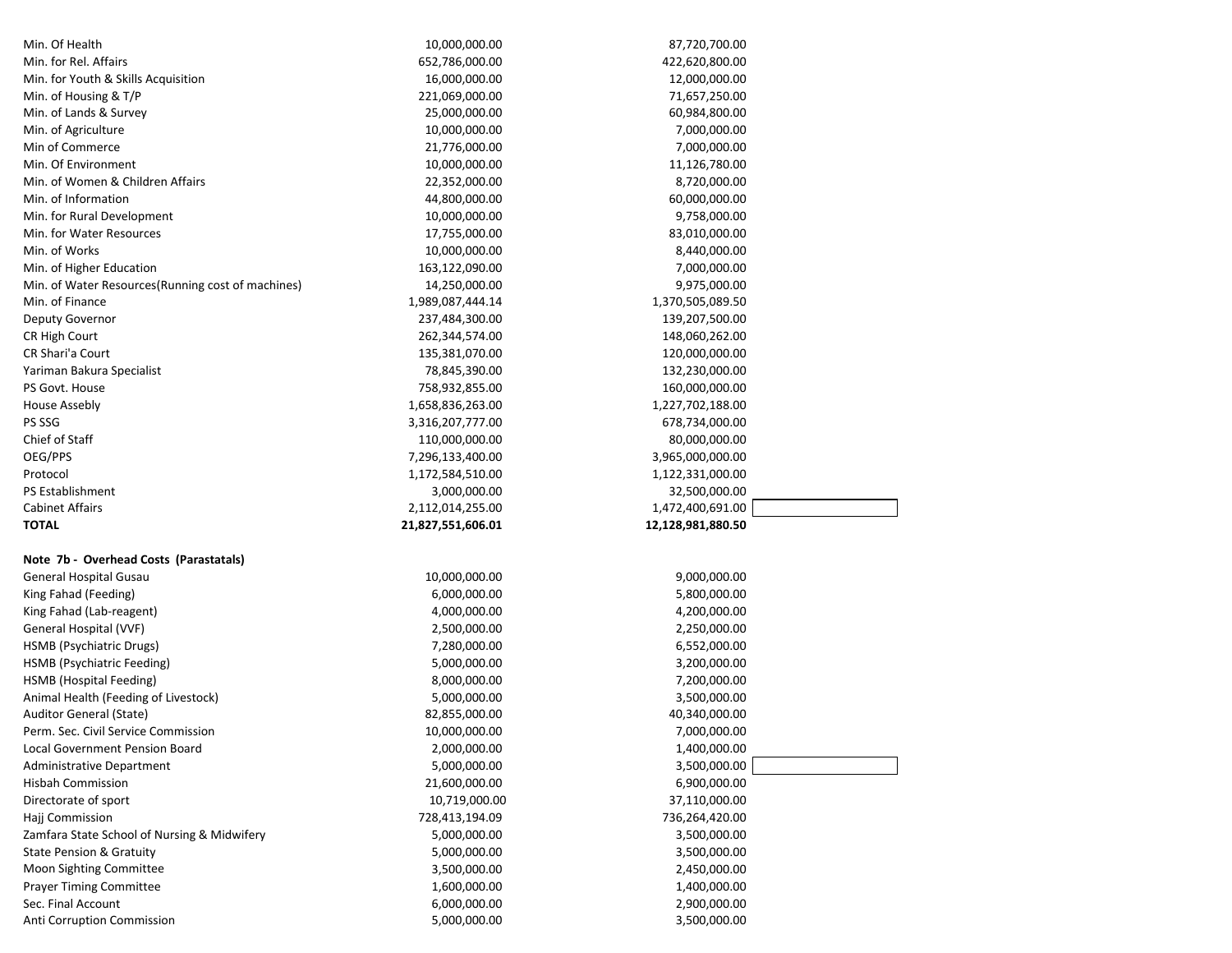| | | |
|---|---|---|
| Min. Of Health | 10,000,000.00 | 87,720,700.00 |
| Min. for Rel. Affairs | 652,786,000.00 | 422,620,800.00 |
| Min. for Youth & Skills Acquisition | 16,000,000.00 | 12,000,000.00 |
| Min. of Housing & T/P | 221,069,000.00 | 71,657,250.00 |
| Min. of Lands & Survey | 25,000,000.00 | 60,984,800.00 |
| Min. of Agriculture | 10,000,000.00 | 7,000,000.00 |
| Min of Commerce | 21,776,000.00 | 7,000,000.00 |
| Min. Of Environment | 10,000,000.00 | 11,126,780.00 |
| Min. of Women & Children Affairs | 22,352,000.00 | 8,720,000.00 |
| Min. of Information | 44,800,000.00 | 60,000,000.00 |
| Min. for Rural Development | 10,000,000.00 | 9,758,000.00 |
| Min. for Water Resources | 17,755,000.00 | 83,010,000.00 |
| Min. of Works | 10,000,000.00 | 8,440,000.00 |
| Min. of Higher Education | 163,122,090.00 | 7,000,000.00 |
| Min. of Water Resources(Running cost of machines) | 14,250,000.00 | 9,975,000.00 |
| Min. of Finance | 1,989,087,444.14 | 1,370,505,089.50 |
| Deputy Governor | 237,484,300.00 | 139,207,500.00 |
| CR High Court | 262,344,574.00 | 148,060,262.00 |
| CR Shari'a Court | 135,381,070.00 | 120,000,000.00 |
| Yariman Bakura Specialist | 78,845,390.00 | 132,230,000.00 |
| PS Govt. House | 758,932,855.00 | 160,000,000.00 |
| House Assebly | 1,658,836,263.00 | 1,227,702,188.00 |
| PS SSG | 3,316,207,777.00 | 678,734,000.00 |
| Chief of Staff | 110,000,000.00 | 80,000,000.00 |
| OEG/PPS | 7,296,133,400.00 | 3,965,000,000.00 |
| Protocol | 1,172,584,510.00 | 1,122,331,000.00 |
| PS Establishment | 3,000,000.00 | 32,500,000.00 |
| Cabinet Affairs | 2,112,014,255.00 | 1,472,400,691.00 |
| **TOTAL** | **21,827,551,606.01** | **12,128,981,880.50** |

**Note 7b - Overhead Costs (Parastatals)**

| | | |
|---|---|---|
| General Hospital Gusau | 10,000,000.00 | 9,000,000.00 |
| King Fahad (Feeding) | 6,000,000.00 | 5,800,000.00 |
| King Fahad (Lab-reagent) | 4,000,000.00 | 4,200,000.00 |
| General Hospital (VVF) | 2,500,000.00 | 2,250,000.00 |
| HSMB (Psychiatric Drugs) | 7,280,000.00 | 6,552,000.00 |
| HSMB (Psychiatric Feeding) | 5,000,000.00 | 3,200,000.00 |
| HSMB (Hospital Feeding) | 8,000,000.00 | 7,200,000.00 |
| Animal Health (Feeding of Livestock) | 5,000,000.00 | 3,500,000.00 |
| Auditor General (State) | 82,855,000.00 | 40,340,000.00 |
| Perm. Sec. Civil Service Commission | 10,000,000.00 | 7,000,000.00 |
| Local Government Pension Board | 2,000,000.00 | 1,400,000.00 |
| Administrative Department | 5,000,000.00 | 3,500,000.00 |
| Hisbah Commission | 21,600,000.00 | 6,900,000.00 |
| Directorate of sport | 10,719,000.00 | 37,110,000.00 |
| Hajj Commission | 728,413,194.09 | 736,264,420.00 |
| Zamfara State School of Nursing & Midwifery | 5,000,000.00 | 3,500,000.00 |
| State Pension & Gratuity | 5,000,000.00 | 3,500,000.00 |
| Moon Sighting Committee | 3,500,000.00 | 2,450,000.00 |
| Prayer Timing Committee | 1,600,000.00 | 1,400,000.00 |
| Sec. Final Account | 6,000,000.00 | 2,900,000.00 |
| Anti Corruption Commission | 5,000,000.00 | 3,500,000.00 |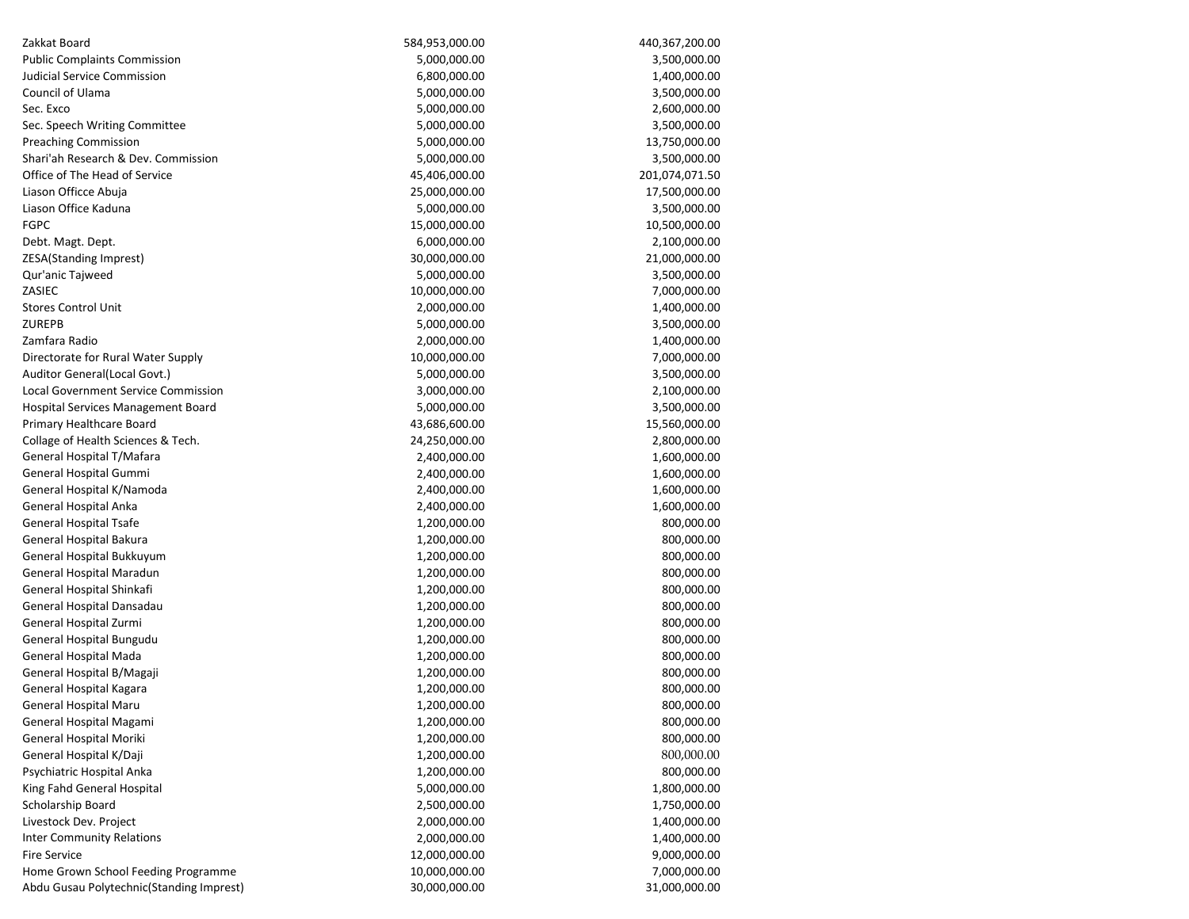| | | |
|---|---|---|
| Zakkat Board | 584,953,000.00 | 440,367,200.00 |
| Public Complaints Commission | 5,000,000.00 | 3,500,000.00 |
| Judicial Service Commission | 6,800,000.00 | 1,400,000.00 |
| Council of Ulama | 5,000,000.00 | 3,500,000.00 |
| Sec. Exco | 5,000,000.00 | 2,600,000.00 |
| Sec. Speech Writing Committee | 5,000,000.00 | 3,500,000.00 |
| Preaching Commission | 5,000,000.00 | 13,750,000.00 |
| Shari'ah Research & Dev. Commission | 5,000,000.00 | 3,500,000.00 |
| Office of The Head of Service | 45,406,000.00 | 201,074,071.50 |
| Liason Officce Abuja | 25,000,000.00 | 17,500,000.00 |
| Liason Office Kaduna | 5,000,000.00 | 3,500,000.00 |
| FGPC | 15,000,000.00 | 10,500,000.00 |
| Debt. Magt. Dept. | 6,000,000.00 | 2,100,000.00 |
| ZESA(Standing Imprest) | 30,000,000.00 | 21,000,000.00 |
| Qur'anic Tajweed | 5,000,000.00 | 3,500,000.00 |
| ZASIEC | 10,000,000.00 | 7,000,000.00 |
| Stores Control Unit | 2,000,000.00 | 1,400,000.00 |
| ZUREPB | 5,000,000.00 | 3,500,000.00 |
| Zamfara Radio | 2,000,000.00 | 1,400,000.00 |
| Directorate for Rural Water Supply | 10,000,000.00 | 7,000,000.00 |
| Auditor General(Local Govt.) | 5,000,000.00 | 3,500,000.00 |
| Local Government Service Commission | 3,000,000.00 | 2,100,000.00 |
| Hospital Services Management Board | 5,000,000.00 | 3,500,000.00 |
| Primary Healthcare Board | 43,686,600.00 | 15,560,000.00 |
| Collage of Health Sciences & Tech. | 24,250,000.00 | 2,800,000.00 |
| General Hospital T/Mafara | 2,400,000.00 | 1,600,000.00 |
| General Hospital Gummi | 2,400,000.00 | 1,600,000.00 |
| General Hospital K/Namoda | 2,400,000.00 | 1,600,000.00 |
| General Hospital Anka | 2,400,000.00 | 1,600,000.00 |
| General Hospital Tsafe | 1,200,000.00 | 800,000.00 |
| General Hospital Bakura | 1,200,000.00 | 800,000.00 |
| General Hospital Bukkuyum | 1,200,000.00 | 800,000.00 |
| General Hospital Maradun | 1,200,000.00 | 800,000.00 |
| General Hospital Shinkafi | 1,200,000.00 | 800,000.00 |
| General Hospital Dansadau | 1,200,000.00 | 800,000.00 |
| General Hospital Zurmi | 1,200,000.00 | 800,000.00 |
| General Hospital Bungudu | 1,200,000.00 | 800,000.00 |
| General Hospital Mada | 1,200,000.00 | 800,000.00 |
| General Hospital B/Magaji | 1,200,000.00 | 800,000.00 |
| General Hospital Kagara | 1,200,000.00 | 800,000.00 |
| General Hospital Maru | 1,200,000.00 | 800,000.00 |
| General Hospital Magami | 1,200,000.00 | 800,000.00 |
| General Hospital Moriki | 1,200,000.00 | 800,000.00 |
| General Hospital K/Daji | 1,200,000.00 | 800,000.00 |
| Psychiatric Hospital Anka | 1,200,000.00 | 800,000.00 |
| King Fahd General Hospital | 5,000,000.00 | 1,800,000.00 |
| Scholarship Board | 2,500,000.00 | 1,750,000.00 |
| Livestock Dev. Project | 2,000,000.00 | 1,400,000.00 |
| Inter Community Relations | 2,000,000.00 | 1,400,000.00 |
| Fire Service | 12,000,000.00 | 9,000,000.00 |
| Home Grown School Feeding Programme | 10,000,000.00 | 7,000,000.00 |
| Abdu Gusau Polytechnic(Standing Imprest) | 30,000,000.00 | 31,000,000.00 |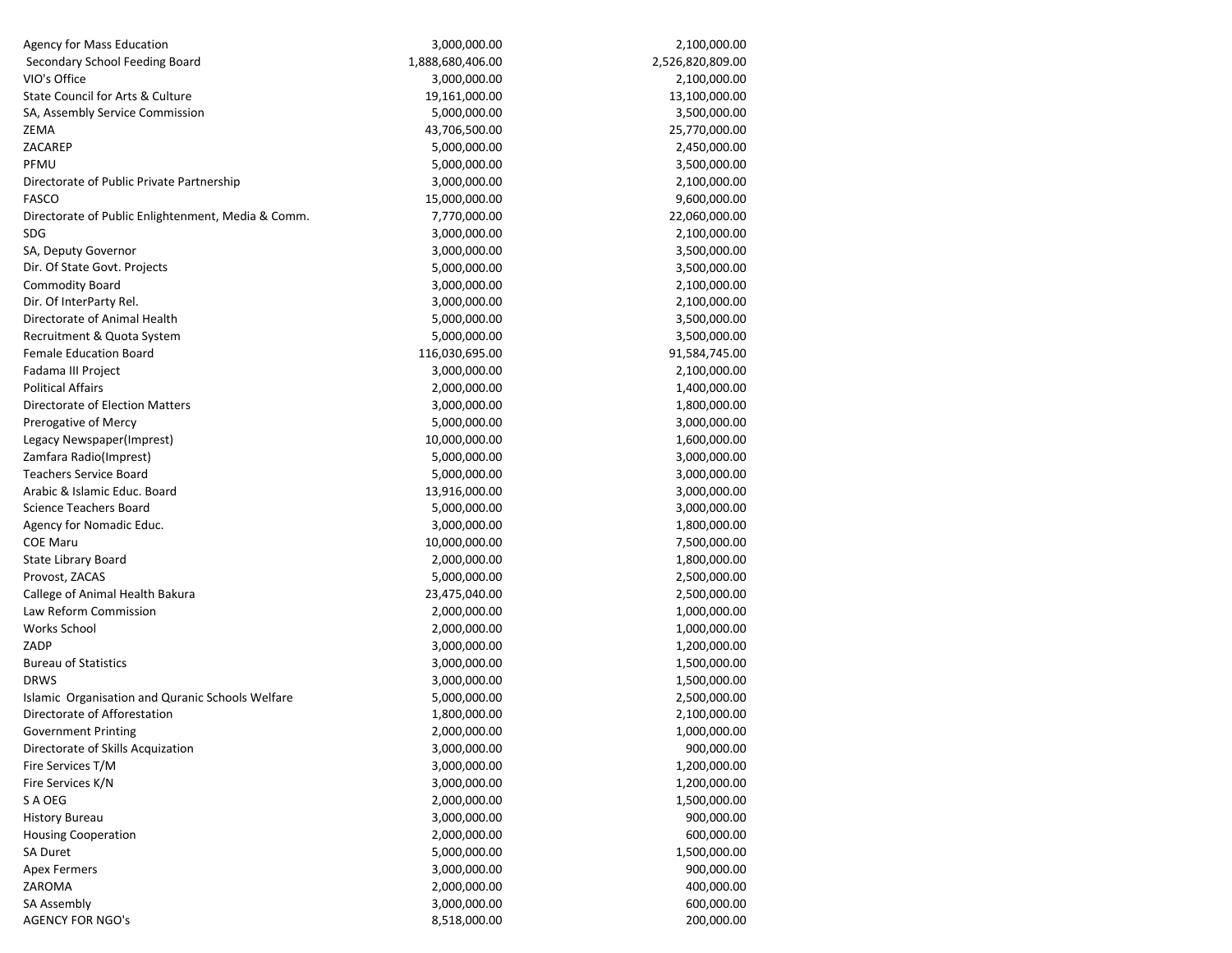| | | |
|---|---|---|
| Agency for Mass Education | 3,000,000.00 | 2,100,000.00 |
| Secondary School Feeding Board | 1,888,680,406.00 | 2,526,820,809.00 |
| VIO's Office | 3,000,000.00 | 2,100,000.00 |
| State Council for Arts & Culture | 19,161,000.00 | 13,100,000.00 |
| SA, Assembly Service Commission | 5,000,000.00 | 3,500,000.00 |
| ZEMA | 43,706,500.00 | 25,770,000.00 |
| ZACAREP | 5,000,000.00 | 2,450,000.00 |
| PFMU | 5,000,000.00 | 3,500,000.00 |
| Directorate of Public Private Partnership | 3,000,000.00 | 2,100,000.00 |
| FASCO | 15,000,000.00 | 9,600,000.00 |
| Directorate of Public Enlightenment, Media & Comm. | 7,770,000.00 | 22,060,000.00 |
| SDG | 3,000,000.00 | 2,100,000.00 |
| SA, Deputy Governor | 3,000,000.00 | 3,500,000.00 |
| Dir. Of State Govt. Projects | 5,000,000.00 | 3,500,000.00 |
| Commodity Board | 3,000,000.00 | 2,100,000.00 |
| Dir. Of InterParty Rel. | 3,000,000.00 | 2,100,000.00 |
| Directorate of Animal Health | 5,000,000.00 | 3,500,000.00 |
| Recruitment & Quota System | 5,000,000.00 | 3,500,000.00 |
| Female Education Board | 116,030,695.00 | 91,584,745.00 |
| Fadama III Project | 3,000,000.00 | 2,100,000.00 |
| Political Affairs | 2,000,000.00 | 1,400,000.00 |
| Directorate of Election Matters | 3,000,000.00 | 1,800,000.00 |
| Prerogative of Mercy | 5,000,000.00 | 3,000,000.00 |
| Legacy Newspaper(Imprest) | 10,000,000.00 | 1,600,000.00 |
| Zamfara Radio(Imprest) | 5,000,000.00 | 3,000,000.00 |
| Teachers Service Board | 5,000,000.00 | 3,000,000.00 |
| Arabic & Islamic Educ. Board | 13,916,000.00 | 3,000,000.00 |
| Science Teachers Board | 5,000,000.00 | 3,000,000.00 |
| Agency for Nomadic Educ. | 3,000,000.00 | 1,800,000.00 |
| COE Maru | 10,000,000.00 | 7,500,000.00 |
| State Library Board | 2,000,000.00 | 1,800,000.00 |
| Provost, ZACAS | 5,000,000.00 | 2,500,000.00 |
| Callege of Animal Health Bakura | 23,475,040.00 | 2,500,000.00 |
| Law Reform Commission | 2,000,000.00 | 1,000,000.00 |
| Works School | 2,000,000.00 | 1,000,000.00 |
| ZADP | 3,000,000.00 | 1,200,000.00 |
| Bureau of Statistics | 3,000,000.00 | 1,500,000.00 |
| DRWS | 3,000,000.00 | 1,500,000.00 |
| Islamic Organisation and Quranic Schools Welfare | 5,000,000.00 | 2,500,000.00 |
| Directorate of Afforestation | 1,800,000.00 | 2,100,000.00 |
| Government Printing | 2,000,000.00 | 1,000,000.00 |
| Directorate of Skills Acquization | 3,000,000.00 | 900,000.00 |
| Fire Services T/M | 3,000,000.00 | 1,200,000.00 |
| Fire Services K/N | 3,000,000.00 | 1,200,000.00 |
| S A OEG | 2,000,000.00 | 1,500,000.00 |
| History Bureau | 3,000,000.00 | 900,000.00 |
| Housing Cooperation | 2,000,000.00 | 600,000.00 |
| SA Duret | 5,000,000.00 | 1,500,000.00 |
| Apex Fermers | 3,000,000.00 | 900,000.00 |
| ZAROMA | 2,000,000.00 | 400,000.00 |
| SA Assembly | 3,000,000.00 | 600,000.00 |
| AGENCY FOR NGO's | 8,518,000.00 | 200,000.00 |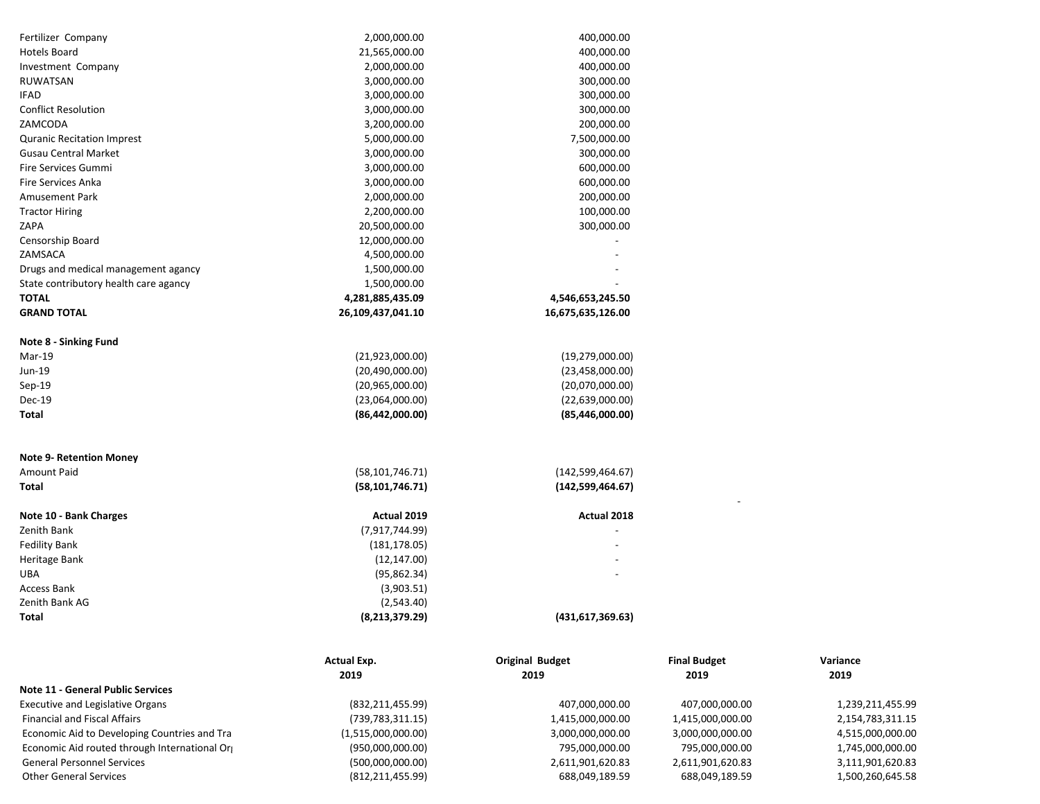| | | |
|---|---|---|
| Fertilizer Company | 2,000,000.00 | 400,000.00 |
| Hotels Board | 21,565,000.00 | 400,000.00 |
| Investment Company | 2,000,000.00 | 400,000.00 |
| RUWATSAN | 3,000,000.00 | 300,000.00 |
| IFAD | 3,000,000.00 | 300,000.00 |
| Conflict Resolution | 3,000,000.00 | 300,000.00 |
| ZAMCODA | 3,200,000.00 | 200,000.00 |
| Quranic Recitation Imprest | 5,000,000.00 | 7,500,000.00 |
| Gusau Central Market | 3,000,000.00 | 300,000.00 |
| Fire Services Gummi | 3,000,000.00 | 600,000.00 |
| Fire Services Anka | 3,000,000.00 | 600,000.00 |
| Amusement Park | 2,000,000.00 | 200,000.00 |
| Tractor Hiring | 2,200,000.00 | 100,000.00 |
| ZAPA | 20,500,000.00 | 300,000.00 |
| Censorship Board | 12,000,000.00 | - |
| ZAMSACA | 4,500,000.00 | - |
| Drugs and medical management agancy | 1,500,000.00 | - |
| State contributory health care agancy | 1,500,000.00 | - |
| **TOTAL** | **4,281,885,435.09** | **4,546,653,245.50** |
| **GRAND TOTAL** | **26,109,437,041.10** | **16,675,635,126.00** |

**Note 8 - Sinking Fund**

| | | |
|---|---|---|
| Mar-19 | (21,923,000.00) | (19,279,000.00) |
| Jun-19 | (20,490,000.00) | (23,458,000.00) |
| Sep-19 | (20,965,000.00) | (20,070,000.00) |
| Dec-19 | (23,064,000.00) | (22,639,000.00) |
| **Total** | **(86,442,000.00)** | **(85,446,000.00)** |

**Note 9- Retention Money**

| | | |
|---|---|---|
| Amount Paid | (58,101,746.71) | (142,599,464.67) |
| **Total** | **(58,101,746.71)** | **(142,599,464.67)** |

| **Note 10 - Bank Charges** | **Actual 2019** | **Actual 2018** |
|---|---|---|
| Zenith Bank | (7,917,744.99) | - |
| Fedility Bank | (181,178.05) | - |
| Heritage Bank | (12,147.00) | - |
| UBA | (95,862.34) | - |
| Access Bank | (3,903.51) | |
| Zenith Bank AG | (2,543.40) | |
| **Total** | **(8,213,379.29)** | **(431,617,369.63)** |

| | **Actual Exp. 2019** | **Original Budget 2019** | **Final Budget 2019** | **Variance 2019** |
|---|---|---|---|---|
| **Note 11 - General Public Services** | | | | |
| Executive and Legislative Organs | (832,211,455.99) | 407,000,000.00 | 407,000,000.00 | 1,239,211,455.99 |
| Financial and Fiscal Affairs | (739,783,311.15) | 1,415,000,000.00 | 1,415,000,000.00 | 2,154,783,311.15 |
| Economic Aid to Developing Countries and Tra | (1,515,000,000.00) | 3,000,000,000.00 | 3,000,000,000.00 | 4,515,000,000.00 |
| Economic Aid routed through International Or | (950,000,000.00) | 795,000,000.00 | 795,000,000.00 | 1,745,000,000.00 |
| General Personnel Services | (500,000,000.00) | 2,611,901,620.83 | 2,611,901,620.83 | 3,111,901,620.83 |
| Other General Services | (812,211,455.99) | 688,049,189.59 | 688,049,189.59 | 1,500,260,645.58 |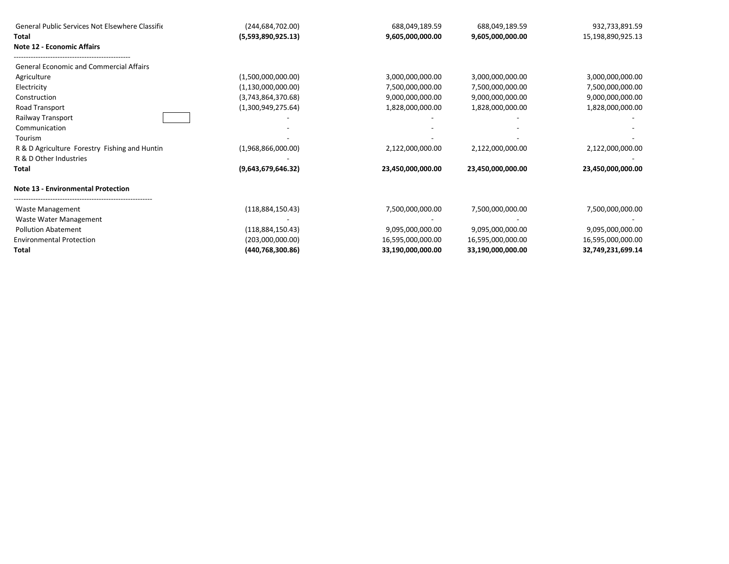| | | | | |
|---|---|---|---|---|
| General Public Services Not Elsewhere Classifie | (244,684,702.00) | 688,049,189.59 | 688,049,189.59 | 932,733,891.59 |
| **Total** | **(5,593,890,925.13)** | **9,605,000,000.00** | **9,605,000,000.00** | 15,198,890,925.13 |

**Note 12 - Economic Affairs**

| | | | | |
|---|---|---|---|---|
| General Economic and Commercial Affairs | | | | |
| Agriculture | (1,500,000,000.00) | 3,000,000,000.00 | 3,000,000,000.00 | 3,000,000,000.00 |
| Electricity | (1,130,000,000.00) | 7,500,000,000.00 | 7,500,000,000.00 | 7,500,000,000.00 |
| Construction | (3,743,864,370.68) | 9,000,000,000.00 | 9,000,000,000.00 | 9,000,000,000.00 |
| Road Transport | (1,300,949,275.64) | 1,828,000,000.00 | 1,828,000,000.00 | 1,828,000,000.00 |
| Railway Transport | - | - | - | - |
| Communication | - | - | - | - |
| Tourism | - | - | - | - |
| R & D Agriculture Forestry Fishing and Huntin | (1,968,866,000.00) | 2,122,000,000.00 | 2,122,000,000.00 | 2,122,000,000.00 |
| R & D Other Industries | - | | | - |
| **Total** | **(9,643,679,646.32)** | **23,450,000,000.00** | **23,450,000,000.00** | **23,450,000,000.00** |

**Note 13 - Environmental Protection**

| | | | | |
|---|---|---|---|---|
| Waste Management | (118,884,150.43) | 7,500,000,000.00 | 7,500,000,000.00 | 7,500,000,000.00 |
| Waste Water Management | - | - | - | - |
| Pollution Abatement | (118,884,150.43) | 9,095,000,000.00 | 9,095,000,000.00 | 9,095,000,000.00 |
| Environmental Protection | (203,000,000.00) | 16,595,000,000.00 | 16,595,000,000.00 | 16,595,000,000.00 |
| **Total** | **(440,768,300.86)** | **33,190,000,000.00** | **33,190,000,000.00** | **32,749,231,699.14** |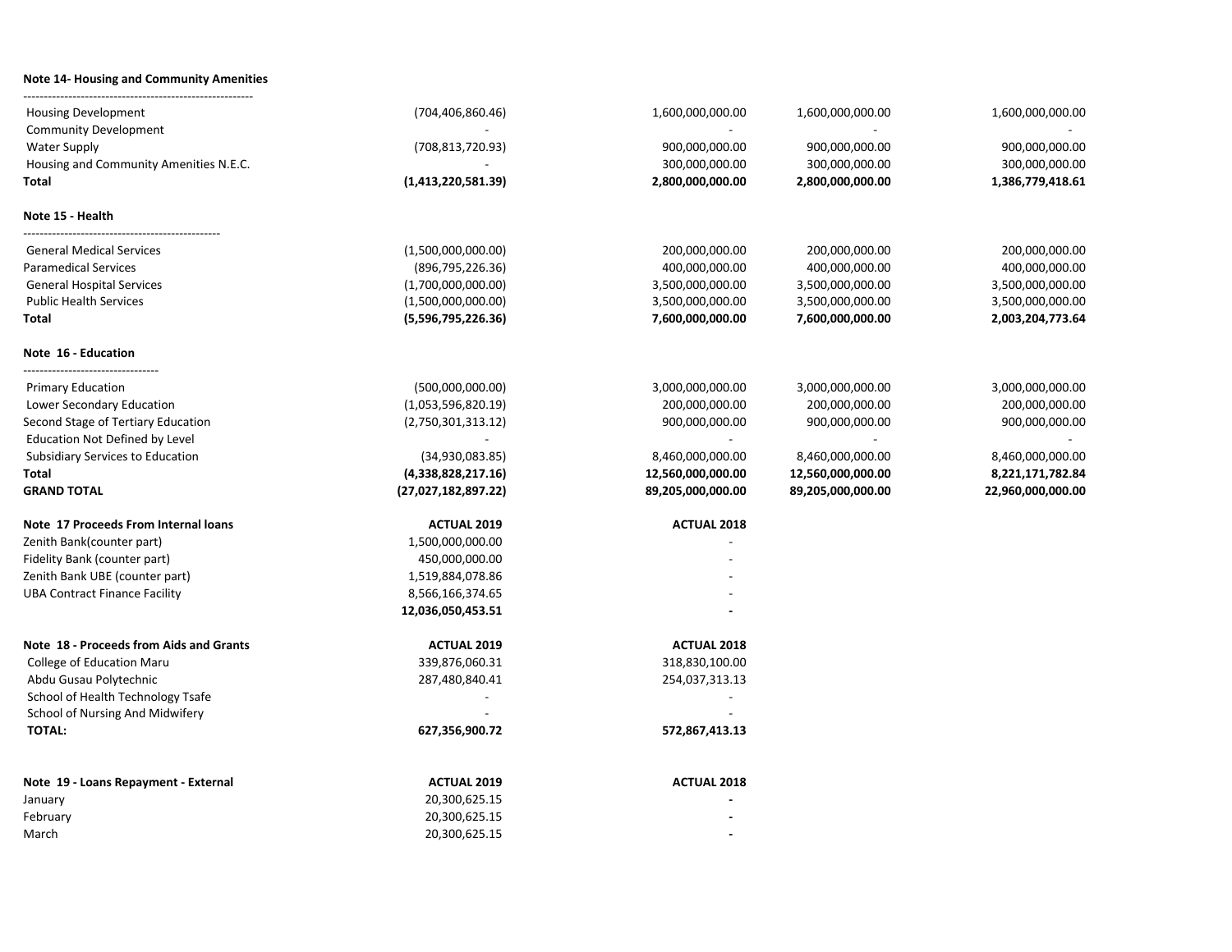**Note 14- Housing and Community Amenities**

| | | | | |
|---|---|---|---|---|
| Housing Development | (704,406,860.46) | 1,600,000,000.00 | 1,600,000,000.00 | 1,600,000,000.00 |
| Community Development | - | - | - | - |
| Water Supply | (708,813,720.93) | 900,000,000.00 | 900,000,000.00 | 900,000,000.00 |
| Housing and Community Amenities N.E.C. | - | 300,000,000.00 | 300,000,000.00 | 300,000,000.00 |
| **Total** | **(1,413,220,581.39)** | **2,800,000,000.00** | **2,800,000,000.00** | **1,386,779,418.61** |

**Note 15 - Health**

| | | | | |
|---|---|---|---|---|
| General Medical Services | (1,500,000,000.00) | 200,000,000.00 | 200,000,000.00 | 200,000,000.00 |
| Paramedical Services | (896,795,226.36) | 400,000,000.00 | 400,000,000.00 | 400,000,000.00 |
| General Hospital Services | (1,700,000,000.00) | 3,500,000,000.00 | 3,500,000,000.00 | 3,500,000,000.00 |
| Public Health Services | (1,500,000,000.00) | 3,500,000,000.00 | 3,500,000,000.00 | 3,500,000,000.00 |
| **Total** | **(5,596,795,226.36)** | **7,600,000,000.00** | **7,600,000,000.00** | **2,003,204,773.64** |

**Note 16 - Education**

| | | | | |
|---|---|---|---|---|
| Primary Education | (500,000,000.00) | 3,000,000,000.00 | 3,000,000,000.00 | 3,000,000,000.00 |
| Lower Secondary Education | (1,053,596,820.19) | 200,000,000.00 | 200,000,000.00 | 200,000,000.00 |
| Second Stage of Tertiary Education | (2,750,301,313.12) | 900,000,000.00 | 900,000,000.00 | 900,000,000.00 |
| Education Not Defined by Level | - | - | - | - |
| Subsidiary Services to Education | (34,930,083.85) | 8,460,000,000.00 | 8,460,000,000.00 | 8,460,000,000.00 |
| **Total** | **(4,338,828,217.16)** | **12,560,000,000.00** | **12,560,000,000.00** | **8,221,171,782.84** |
| **GRAND TOTAL** | **(27,027,182,897.22)** | **89,205,000,000.00** | **89,205,000,000.00** | **22,960,000,000.00** |

| **Note 17 Proceeds From Internal loans** | **ACTUAL 2019** | **ACTUAL 2018** |
|---|---|---|
| Zenith Bank(counter part) | 1,500,000,000.00 | - |
| Fidelity Bank (counter part) | 450,000,000.00 | - |
| Zenith Bank UBE (counter part) | 1,519,884,078.86 | - |
| UBA Contract Finance Facility | 8,566,166,374.65 | - |
| | **12,036,050,453.51** | **-** |

| **Note 18 - Proceeds from Aids and Grants** | **ACTUAL 2019** | **ACTUAL 2018** |
|---|---|---|
| College of Education Maru | 339,876,060.31 | 318,830,100.00 |
| Abdu Gusau Polytechnic | 287,480,840.41 | 254,037,313.13 |
| School of Health Technology Tsafe | - | - |
| School of Nursing And Midwifery | - | - |
| **TOTAL:** | **627,356,900.72** | **572,867,413.13** |

| **Note 19 - Loans Repayment - External** | **ACTUAL 2019** | **ACTUAL 2018** |
|---|---|---|
| January | 20,300,625.15 | **-** |
| February | 20,300,625.15 | **-** |
| March | 20,300,625.15 | **-** |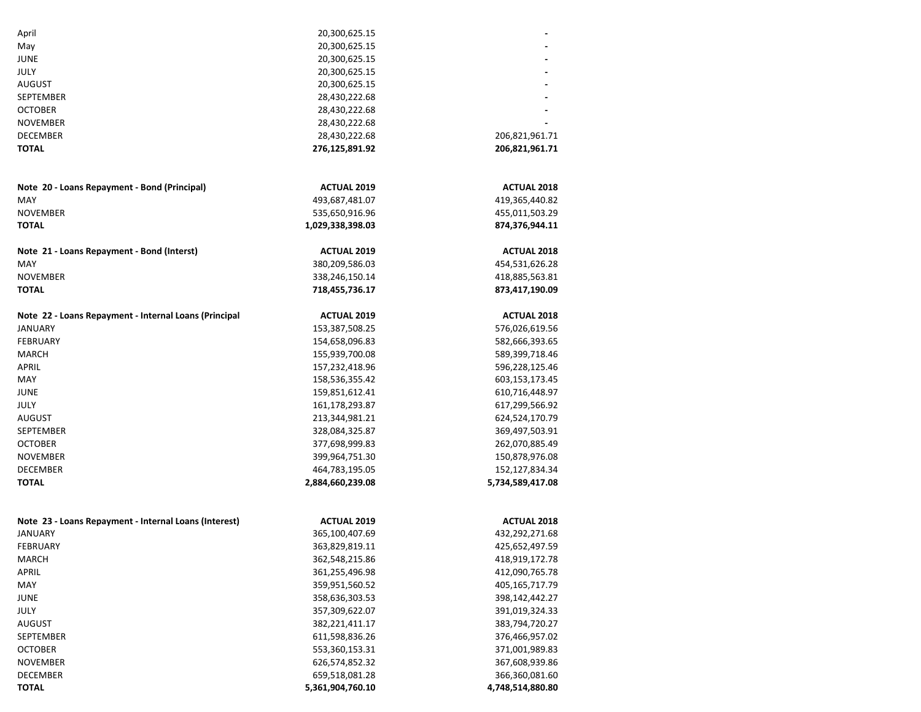| | | |
|---|---|---|
| April | 20,300,625.15 | - |
| May | 20,300,625.15 | - |
| JUNE | 20,300,625.15 | - |
| JULY | 20,300,625.15 | - |
| AUGUST | 20,300,625.15 | - |
| SEPTEMBER | 28,430,222.68 | - |
| OCTOBER | 28,430,222.68 | - |
| NOVEMBER | 28,430,222.68 | - |
| DECEMBER | 28,430,222.68 | 206,821,961.71 |
| **TOTAL** | **276,125,891.92** | **206,821,961.71** |

| **Note 20 - Loans Repayment - Bond (Principal)** | **ACTUAL 2019** | **ACTUAL 2018** |
|---|---|---|
| MAY | 493,687,481.07 | 419,365,440.82 |
| NOVEMBER | 535,650,916.96 | 455,011,503.29 |
| **TOTAL** | **1,029,338,398.03** | **874,376,944.11** |

| **Note 21 - Loans Repayment - Bond (Interst)** | **ACTUAL 2019** | **ACTUAL 2018** |
|---|---|---|
| MAY | 380,209,586.03 | 454,531,626.28 |
| NOVEMBER | 338,246,150.14 | 418,885,563.81 |
| **TOTAL** | **718,455,736.17** | **873,417,190.09** |

| **Note 22 - Loans Repayment - Internal Loans (Principal** | **ACTUAL 2019** | **ACTUAL 2018** |
|---|---|---|
| JANUARY | 153,387,508.25 | 576,026,619.56 |
| FEBRUARY | 154,658,096.83 | 582,666,393.65 |
| MARCH | 155,939,700.08 | 589,399,718.46 |
| APRIL | 157,232,418.96 | 596,228,125.46 |
| MAY | 158,536,355.42 | 603,153,173.45 |
| JUNE | 159,851,612.41 | 610,716,448.97 |
| JULY | 161,178,293.87 | 617,299,566.92 |
| AUGUST | 213,344,981.21 | 624,524,170.79 |
| SEPTEMBER | 328,084,325.87 | 369,497,503.91 |
| OCTOBER | 377,698,999.83 | 262,070,885.49 |
| NOVEMBER | 399,964,751.30 | 150,878,976.08 |
| DECEMBER | 464,783,195.05 | 152,127,834.34 |
| **TOTAL** | **2,884,660,239.08** | **5,734,589,417.08** |

| **Note 23 - Loans Repayment - Internal Loans (Interest)** | **ACTUAL 2019** | **ACTUAL 2018** |
|---|---|---|
| JANUARY | 365,100,407.69 | 432,292,271.68 |
| FEBRUARY | 363,829,819.11 | 425,652,497.59 |
| MARCH | 362,548,215.86 | 418,919,172.78 |
| APRIL | 361,255,496.98 | 412,090,765.78 |
| MAY | 359,951,560.52 | 405,165,717.79 |
| JUNE | 358,636,303.53 | 398,142,442.27 |
| JULY | 357,309,622.07 | 391,019,324.33 |
| AUGUST | 382,221,411.17 | 383,794,720.27 |
| SEPTEMBER | 611,598,836.26 | 376,466,957.02 |
| OCTOBER | 553,360,153.31 | 371,001,989.83 |
| NOVEMBER | 626,574,852.32 | 367,608,939.86 |
| DECEMBER | 659,518,081.28 | 366,360,081.60 |
| **TOTAL** | **5,361,904,760.10** | **4,748,514,880.80** |